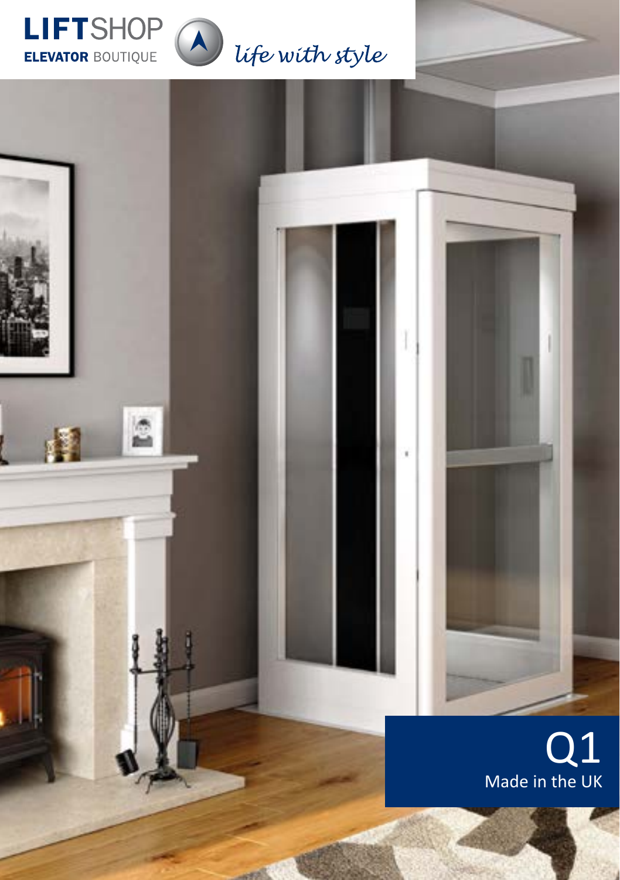**LIFTSHOP** ELEVATOR BOUTIQUE

*life with style*

# Q1

Made in the UK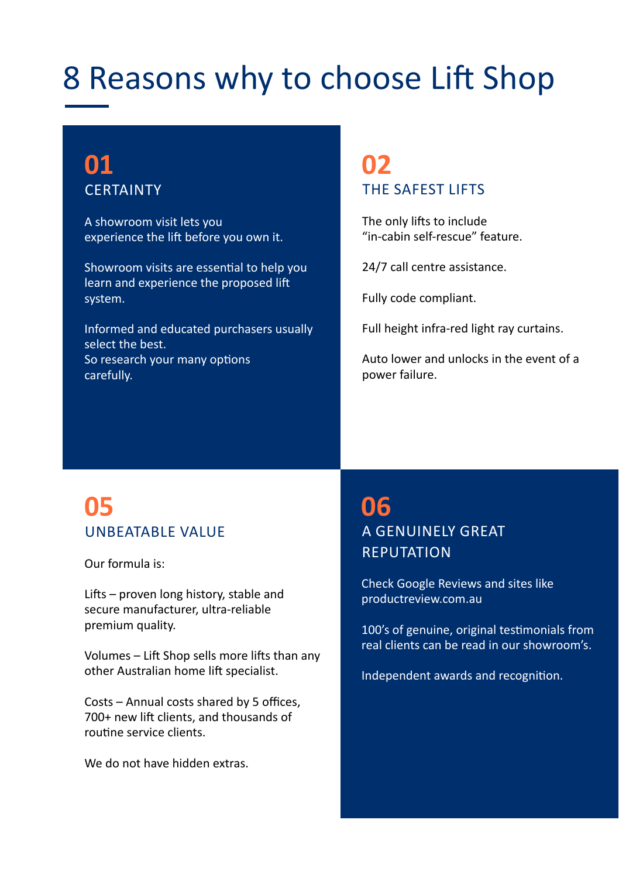# 8 Reasons why to choose Lift Shop

## 01
### CERTAINTY

A showroom visit lets you experience the lift before you own it.

Showroom visits are essential to help you learn and experience the proposed lift system.

Informed and educated purchasers usually select the best.
So research your many options carefully.

## 02
### THE SAFEST LIFTS

The only lifts to include "in-cabin self-rescue" feature.

24/7 call centre assistance.

Fully code compliant.

Full height infra-red light ray curtains.

Auto lower and unlocks in the event of a power failure.

## 05
### UNBEATABLE VALUE

Our formula is:

Lifts – proven long history, stable and secure manufacturer, ultra-reliable premium quality.

Volumes – Lift Shop sells more lifts than any other Australian home lift specialist.

Costs – Annual costs shared by 5 offices, 700+ new lift clients, and thousands of routine service clients.

We do not have hidden extras.

## 06
### A GENUINELY GREAT REPUTATION

Check Google Reviews and sites like productreview.com.au

100's of genuine, original testimonials from real clients can be read in our showroom's.

Independent awards and recognition.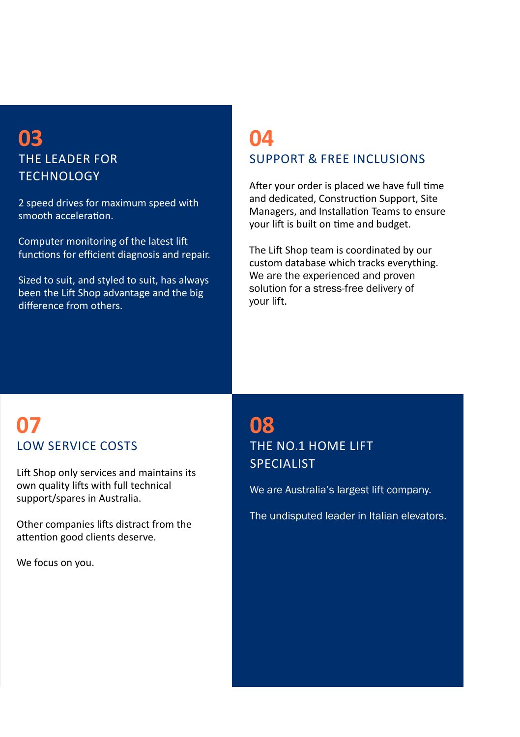## 03
### THE LEADER FOR TECHNOLOGY

2 speed drives for maximum speed with smooth acceleration.

Computer monitoring of the latest lift functions for efficient diagnosis and repair.

Sized to suit, and styled to suit, has always been the Lift Shop advantage and the big difference from others.

## 04
### SUPPORT & FREE INCLUSIONS

After your order is placed we have full time and dedicated, Construction Support, Site Managers, and Installation Teams to ensure your lift is built on time and budget.

The Lift Shop team is coordinated by our custom database which tracks everything. We are the experienced and proven solution for a stress-free delivery of your lift.

## 07
### LOW SERVICE COSTS

Lift Shop only services and maintains its own quality lifts with full technical support/spares in Australia.

Other companies lifts distract from the attention good clients deserve.

We focus on you.

## 08
### THE NO.1 HOME LIFT SPECIALIST

We are Australia's largest lift company.

The undisputed leader in Italian elevators.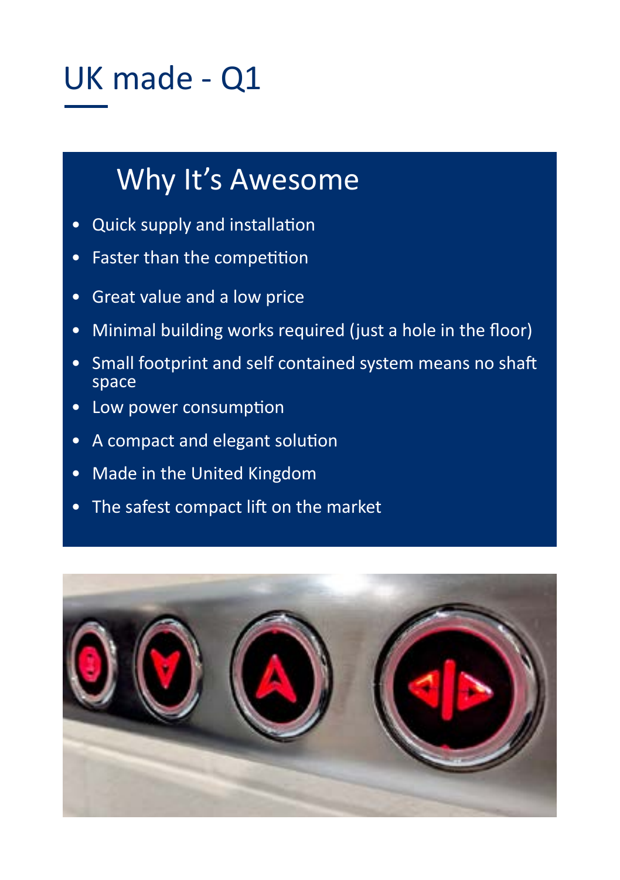# UK made - Q1

## Why It's Awesome

- Quick supply and installation
- Faster than the competition
- Great value and a low price
- Minimal building works required (just a hole in the floor)
- Small footprint and self contained system means no shaft space
- Low power consumption
- A compact and elegant solution
- Made in the United Kingdom
- The safest compact lift on the market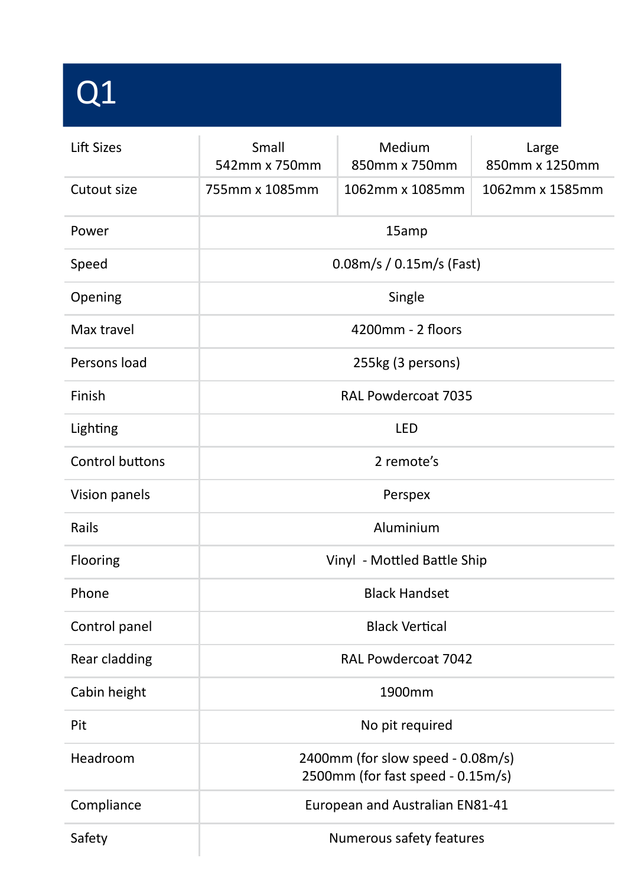# Q1

| Lift Sizes | Small 542mm x 750mm | Medium 850mm x 750mm | Large 850mm x 1250mm |
|---|---|---|---|
| Cutout size | 755mm x 1085mm | 1062mm x 1085mm | 1062mm x 1585mm |
| Power | 15amp | | |
| Speed | 0.08m/s / 0.15m/s (Fast) | | |
| Opening | Single | | |
| Max travel | 4200mm - 2 floors | | |
| Persons load | 255kg (3 persons) | | |
| Finish | RAL Powdercoat 7035 | | |
| Lighting | LED | | |
| Control buttons | 2 remote's | | |
| Vision panels | Perspex | | |
| Rails | Aluminium | | |
| Flooring | Vinyl - Mottled Battle Ship | | |
| Phone | Black Handset | | |
| Control panel | Black Vertical | | |
| Rear cladding | RAL Powdercoat 7042 | | |
| Cabin height | 1900mm | | |
| Pit | No pit required | | |
| Headroom | 2400mm (for slow speed - 0.08m/s) 2500mm (for fast speed - 0.15m/s) | | |
| Compliance | European and Australian EN81-41 | | |
| Safety | Numerous safety features | | |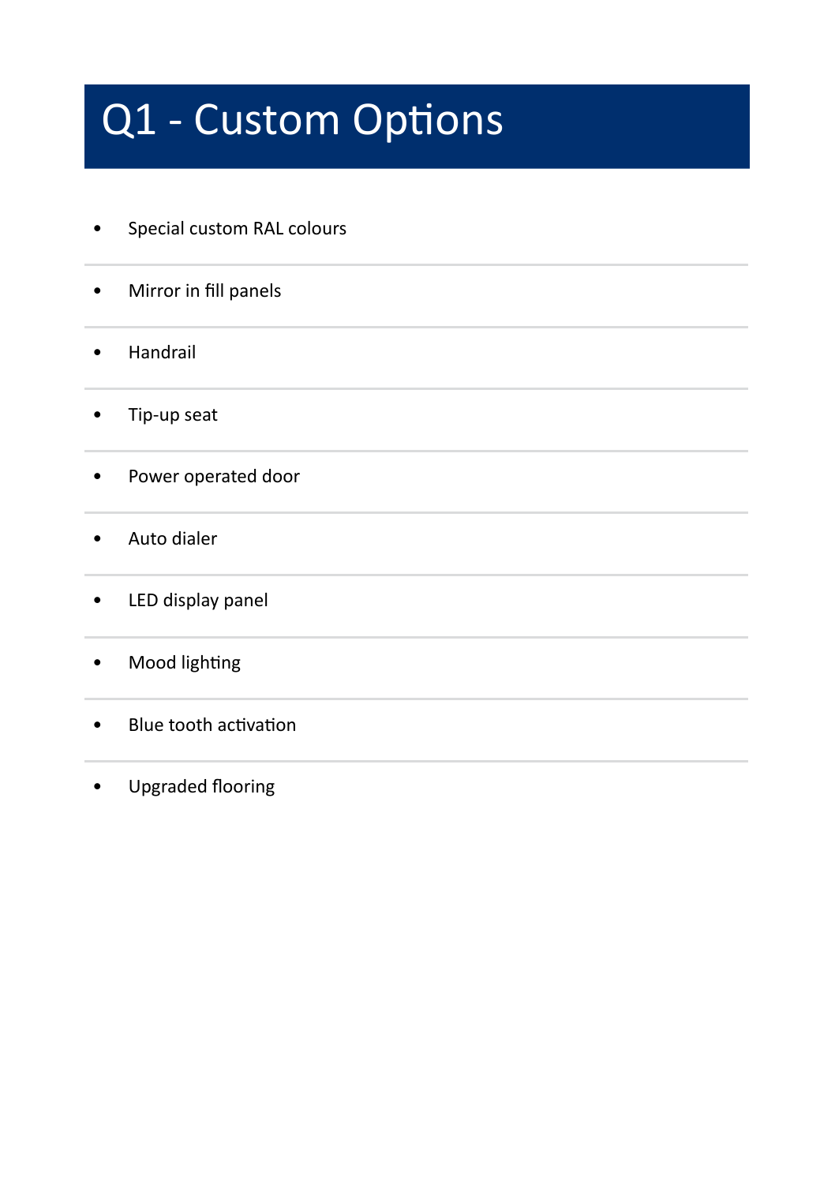# Q1 - Custom Options

- Special custom RAL colours
- Mirror in fill panels
- Handrail
- Tip-up seat
- Power operated door
- Auto dialer
- LED display panel
- Mood lighting
- Blue tooth activation
- Upgraded flooring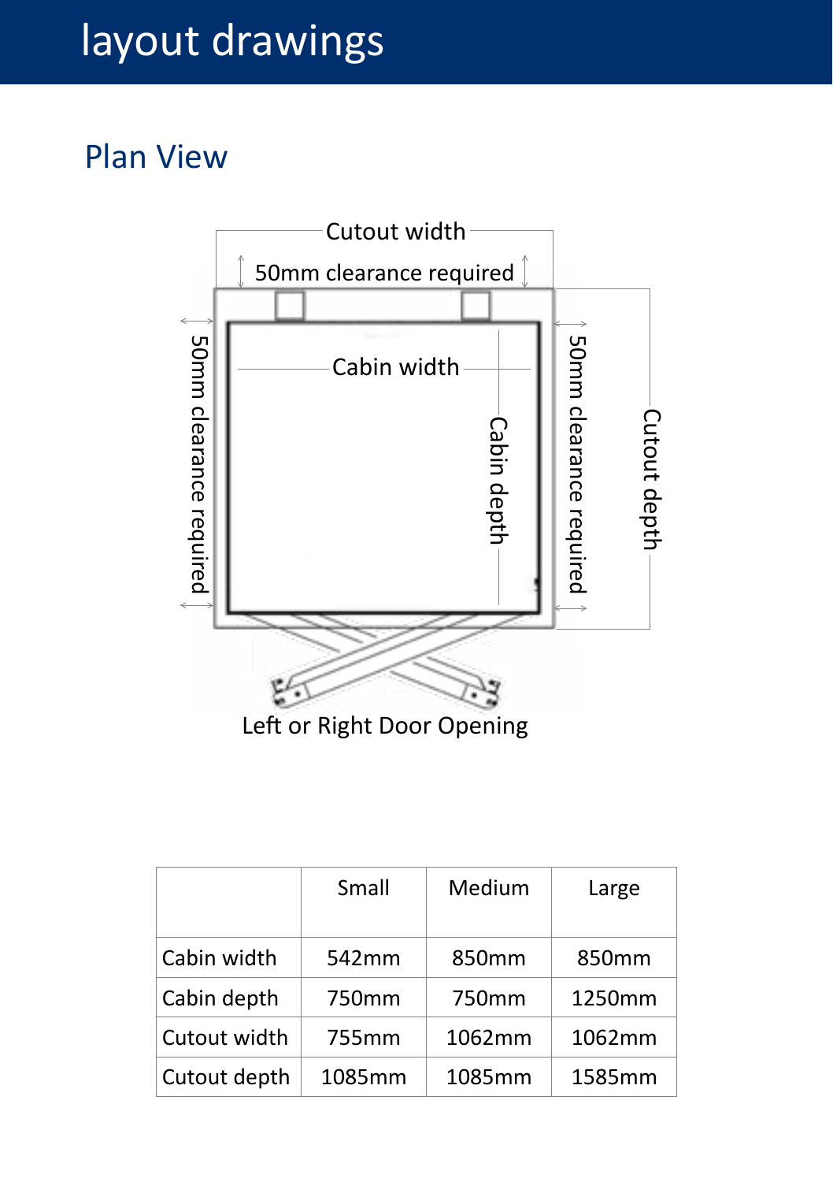# layout drawings

## Plan View

Cutout width

50mm clearance required

50mm clearance required

Cabin width

Cabin depth

50mm clearance required

Cutout depth

Left or Right Door Opening

| | Small | Medium | Large |
|---|---|---|---|
| Cabin width | 542mm | 850mm | 850mm |
| Cabin depth | 750mm | 750mm | 1250mm |
| Cutout width | 755mm | 1062mm | 1062mm |
| Cutout depth | 1085mm | 1085mm | 1585mm |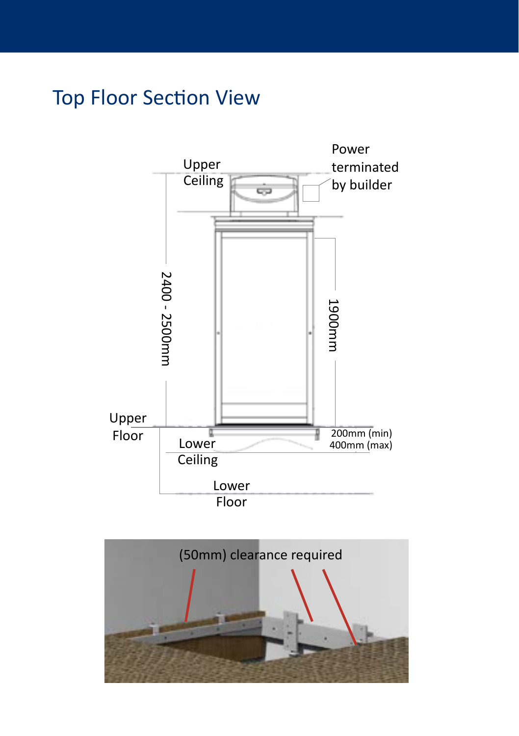# Top Floor Section View

Upper Ceiling

Power terminated by builder

2400 - 2500mm

1900mm

Upper Floor

Lower Ceiling

200mm (min)
400mm (max)

Lower Floor

(50mm) clearance required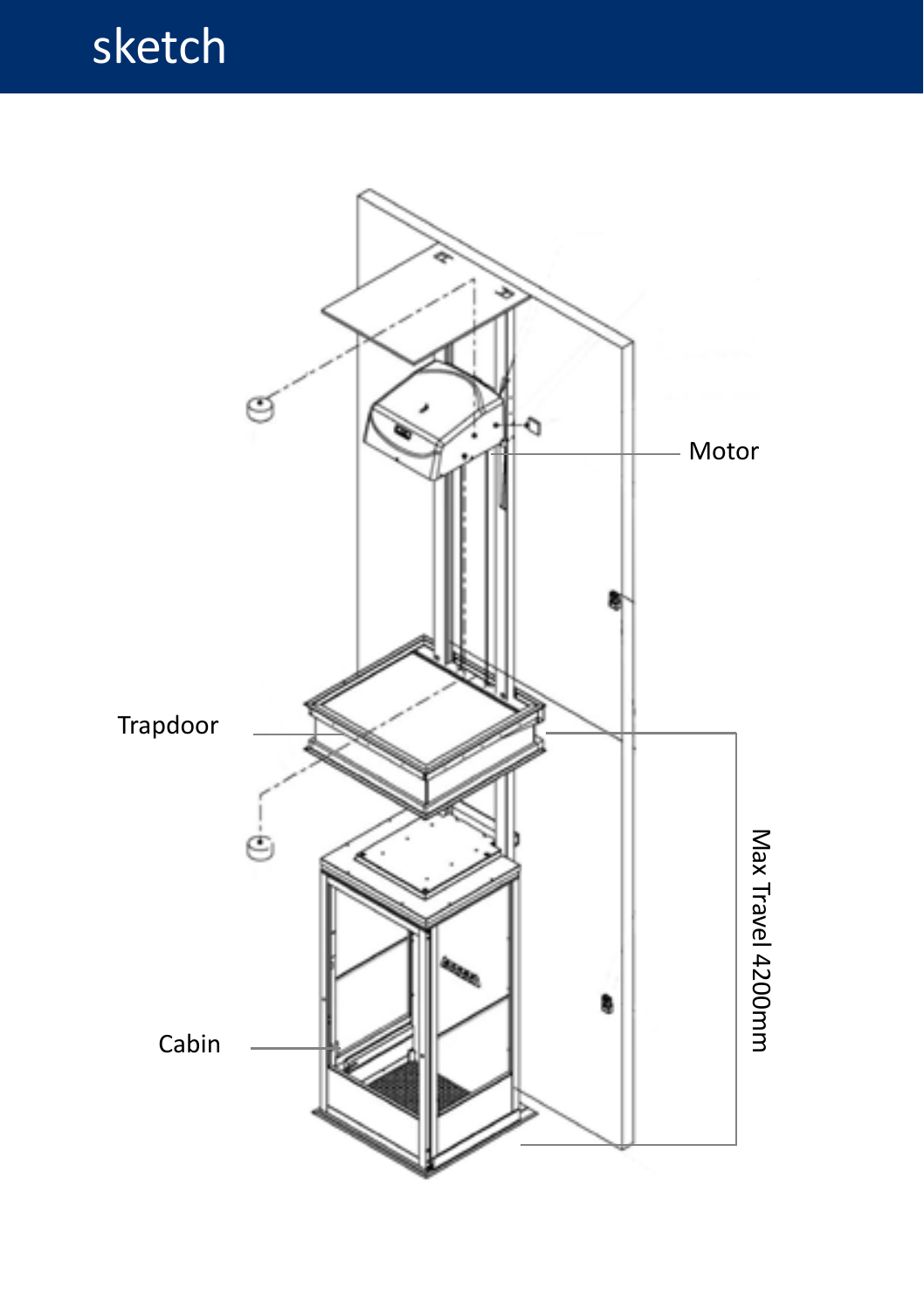# sketch

Motor

Trapdoor

Cabin

Max Travel 4200mm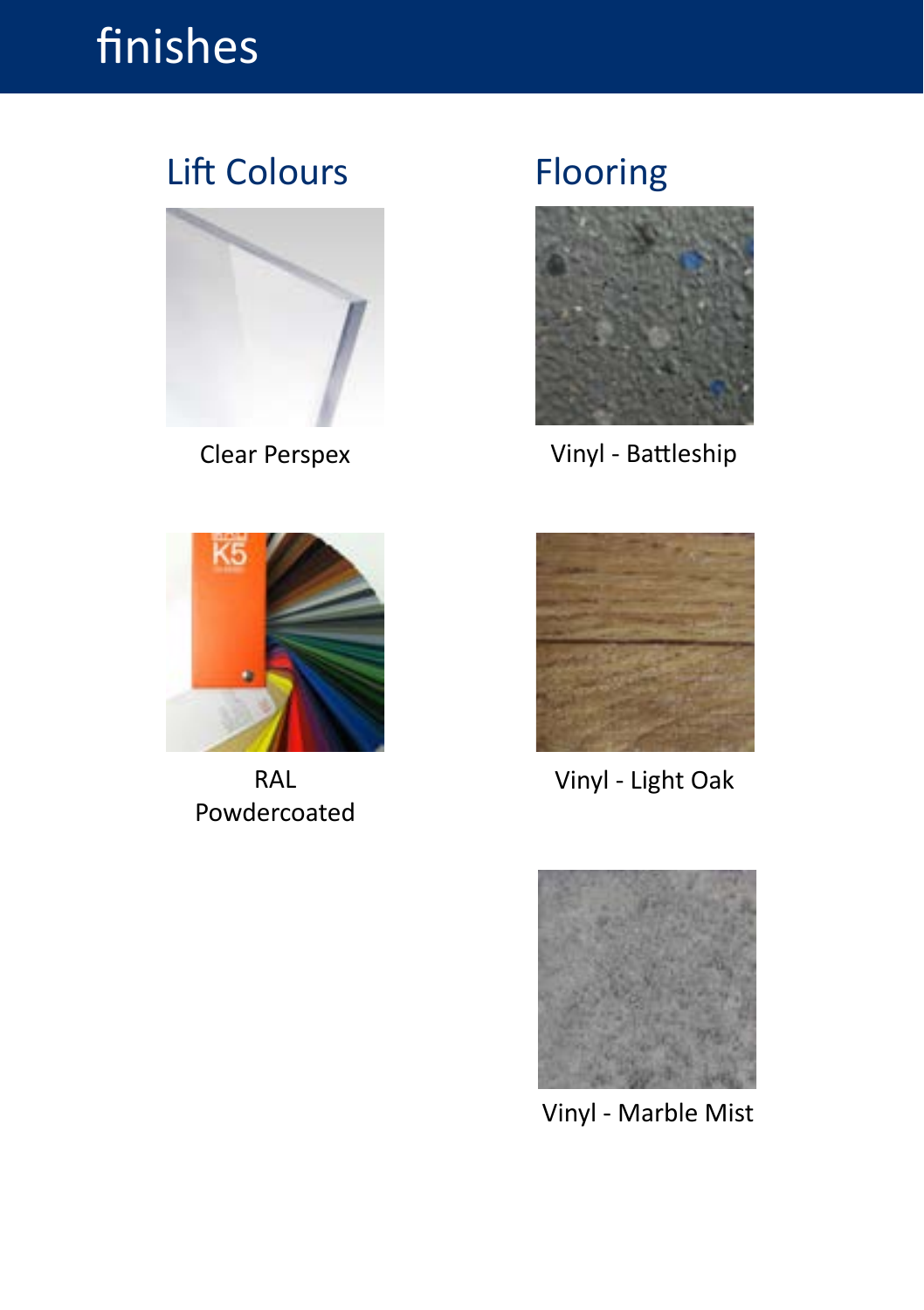# finishes

## Lift Colours

Clear Perspex

RAL Powdercoated

## Flooring

Vinyl - Battleship

Vinyl - Light Oak

Vinyl - Marble Mist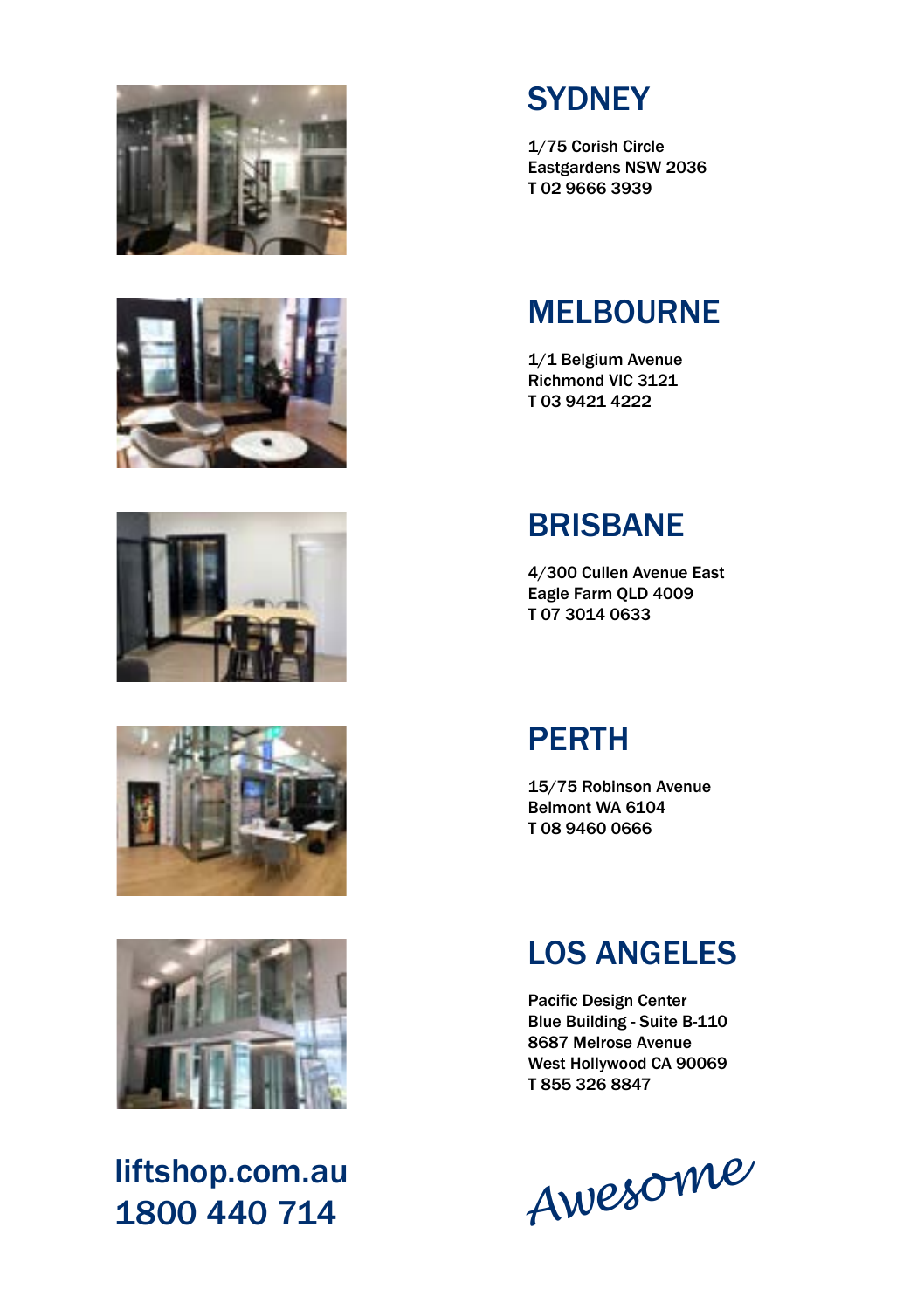## SYDNEY

1/75 Corish Circle
Eastgardens NSW 2036
T 02 9666 3939

## MELBOURNE

1/1 Belgium Avenue
Richmond VIC 3121
T 03 9421 4222

## BRISBANE

4/300 Cullen Avenue East
Eagle Farm QLD 4009
T 07 3014 0633

## PERTH

15/75 Robinson Avenue
Belmont WA 6104
T 08 9460 0666

## LOS ANGELES

Pacific Design Center
Blue Building - Suite B-110
8687 Melrose Avenue
West Hollywood CA 90069
T 855 326 8847

liftshop.com.au
1800 440 714

*Awesome*